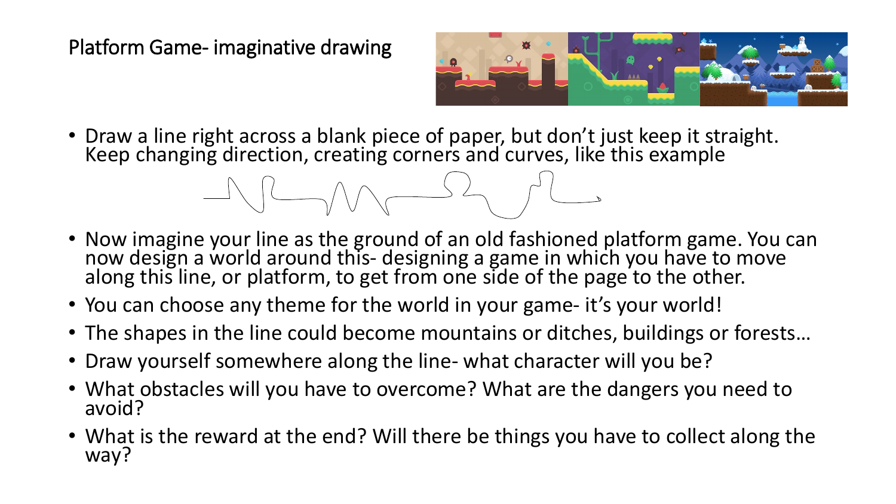# Platform Game- imaginative drawing

- Draw a line right across a blank piece of paper, but don't just keep it straight. Keep changing direction, creating corners and curves, like this example
- Now imagine your line as the ground of an old fashioned platform game. You can now design a world around this- designing a game in which you have to move along this line, or platform, to get from one side of the page to the other.
- You can choose any theme for the world in your game- it's your world!
- The shapes in the line could become mountains or ditches, buildings or forests…
- Draw yourself somewhere along the line- what character will you be?
- What obstacles will you have to overcome? What are the dangers you need to avoid?
- What is the reward at the end? Will there be things you have to collect along the way?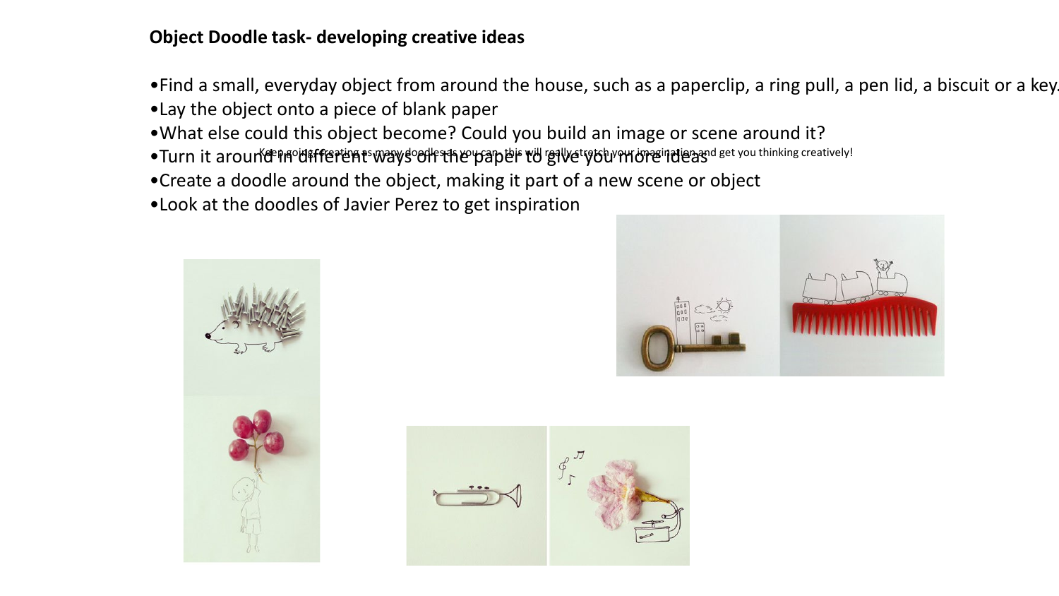**Object Doodle task- developing creative ideas**

- Find a small, everyday object from around the house, such as a paperclip, a ring pull, a pen lid, a biscuit or a key.
- Lay the object onto a piece of blank paper
- What else could this object become? Could you build an image or scene around it?
- Turn it around in different ways on the paper to give you more ideas
- Create a doodle around the object, making it part of a new scene or object
- Look at the doodles of Javier Perez to get inspiration

Keep going creating as many doodles as you can, this will really stretch your imagination and get you thinking creatively!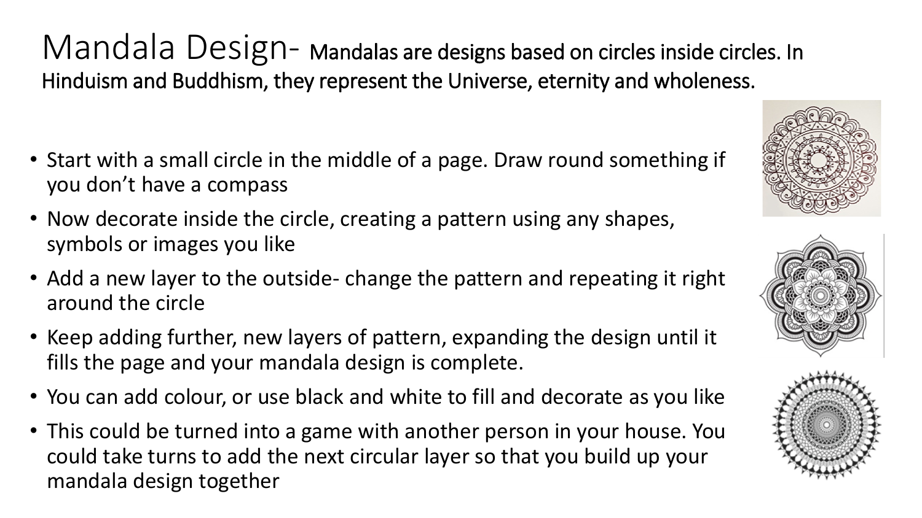# Mandala Design- Mandalas are designs based on circles inside circles. In Hinduism and Buddhism, they represent the Universe, eternity and wholeness.

- Start with a small circle in the middle of a page. Draw round something if you don't have a compass
- Now decorate inside the circle, creating a pattern using any shapes, symbols or images you like
- Add a new layer to the outside- change the pattern and repeating it right around the circle
- Keep adding further, new layers of pattern, expanding the design until it fills the page and your mandala design is complete.
- You can add colour, or use black and white to fill and decorate as you like
- This could be turned into a game with another person in your house. You could take turns to add the next circular layer so that you build up your mandala design together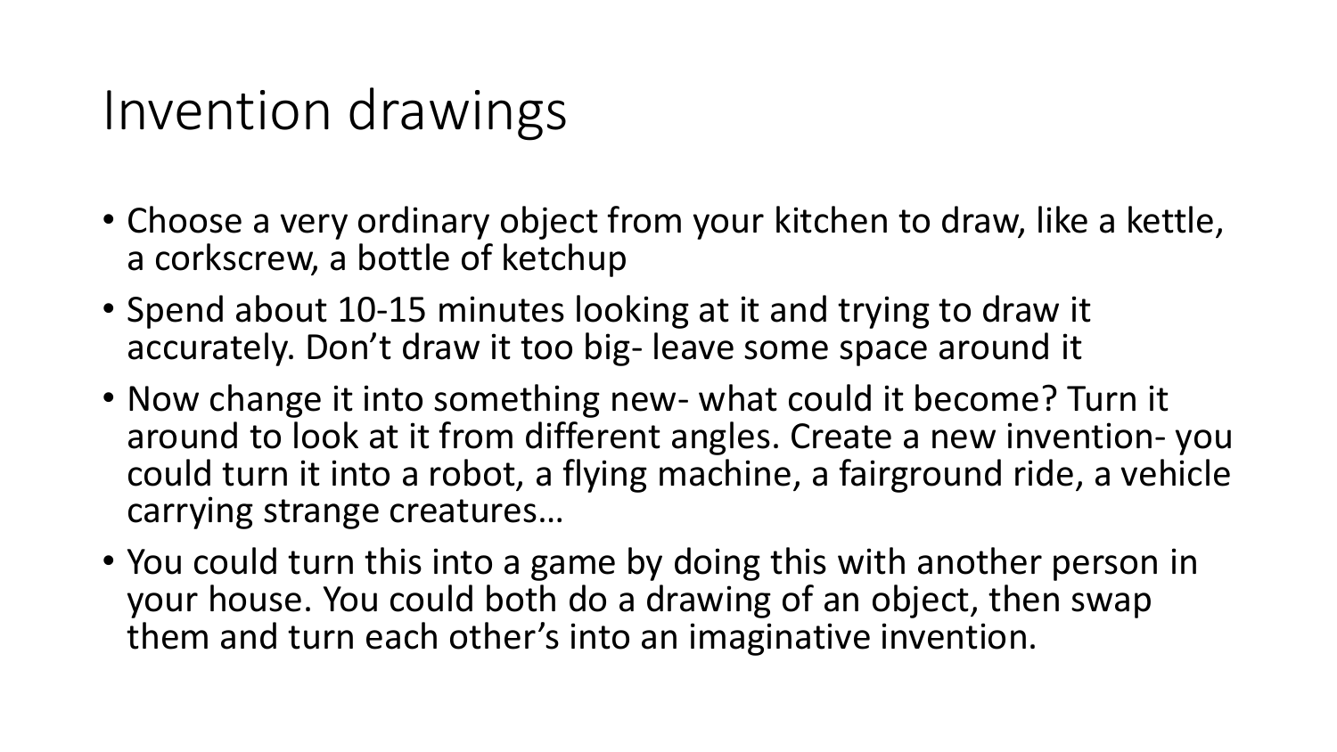# Invention drawings

- Choose a very ordinary object from your kitchen to draw, like a kettle, a corkscrew, a bottle of ketchup
- Spend about 10-15 minutes looking at it and trying to draw it accurately. Don't draw it too big- leave some space around it
- Now change it into something new- what could it become? Turn it around to look at it from different angles. Create a new invention- you could turn it into a robot, a flying machine, a fairground ride, a vehicle carrying strange creatures…
- You could turn this into a game by doing this with another person in your house. You could both do a drawing of an object, then swap them and turn each other's into an imaginative invention.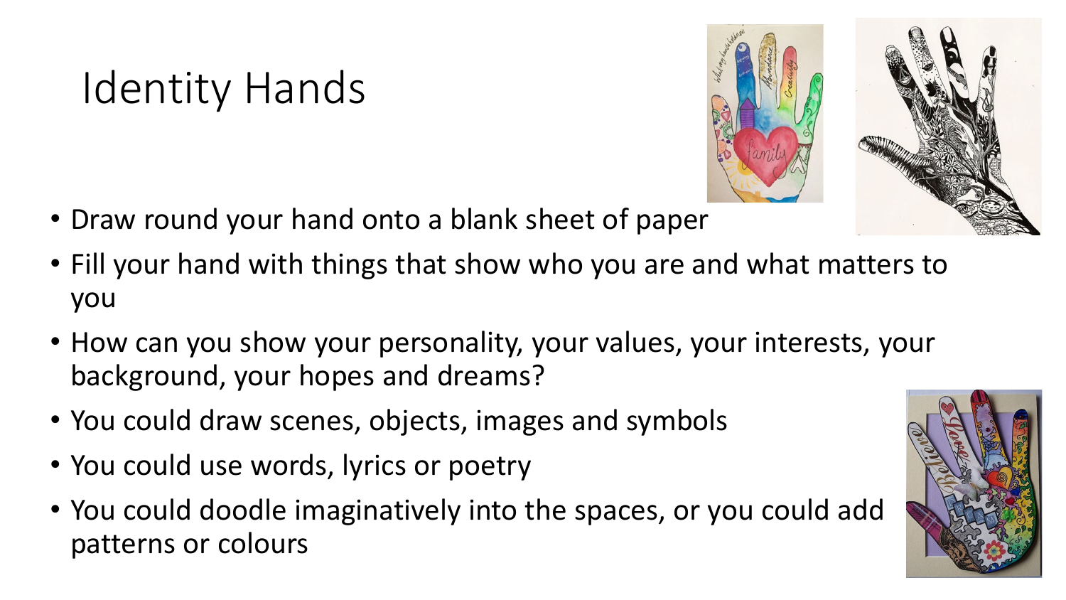# Identity Hands

- Draw round your hand onto a blank sheet of paper
- Fill your hand with things that show who you are and what matters to you
- How can you show your personality, your values, your interests, your background, your hopes and dreams?
- You could draw scenes, objects, images and symbols
- You could use words, lyrics or poetry
- You could doodle imaginatively into the spaces, or you could add patterns or colours